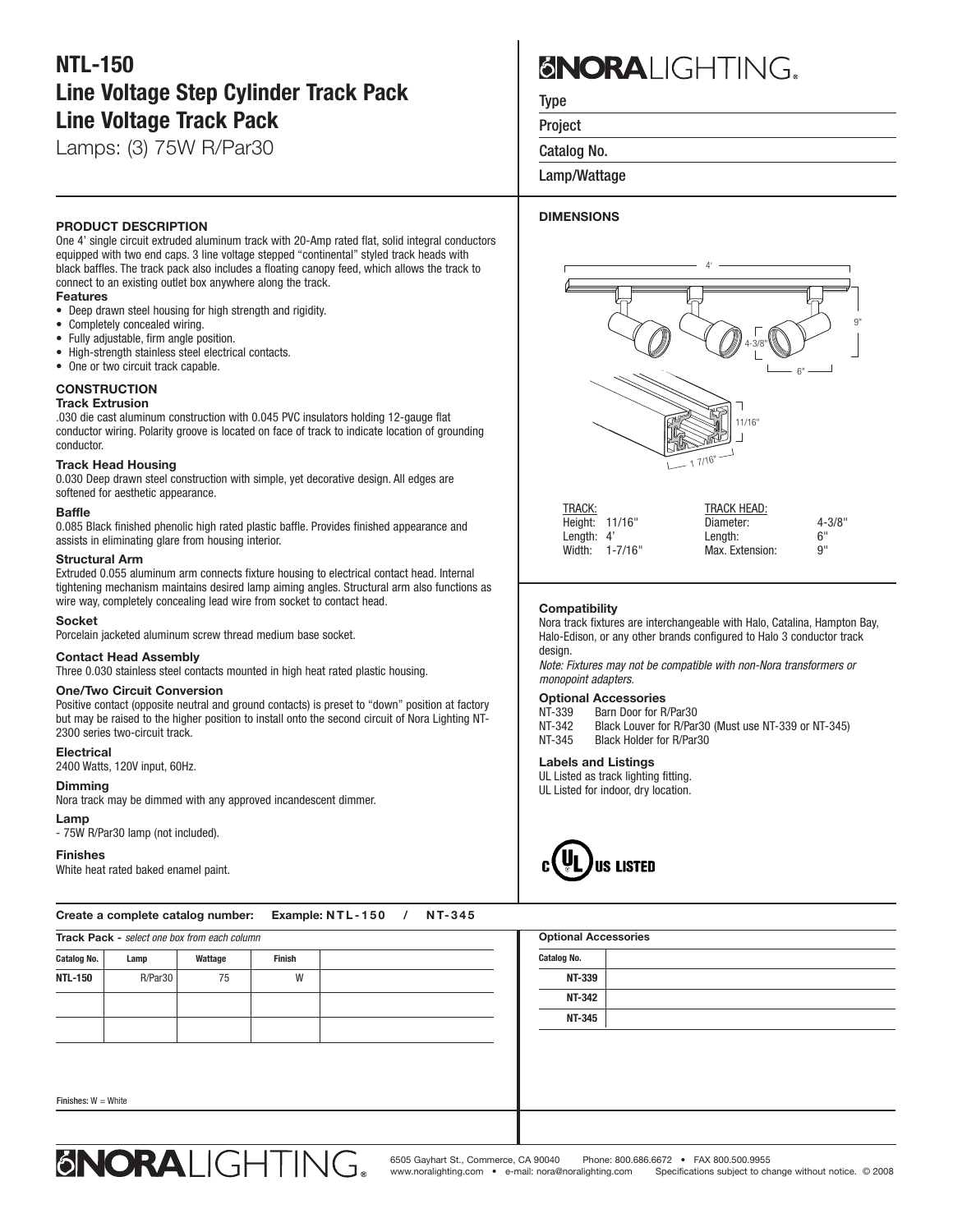# NTL-150
# Line Voltage Step Cylinder Track Pack
# Line Voltage Track Pack

Lamps: (3) 75W R/Par30

**NORA LIGHTING**

Type

Project

Catalog No.

Lamp/Wattage

## PRODUCT DESCRIPTION

One 4' single circuit extruded aluminum track with 20-Amp rated flat, solid integral conductors equipped with two end caps. 3 line voltage stepped "continental" styled track heads with black baffles. The track pack also includes a floating canopy feed, which allows the track to connect to an existing outlet box anywhere along the track.

### Features

- Deep drawn steel housing for high strength and rigidity.
- Completely concealed wiring.
- Fully adjustable, firm angle position.
- High-strength stainless steel electrical contacts.
- One or two circuit track capable.

## CONSTRUCTION

### Track Extrusion

.030 die cast aluminum construction with 0.045 PVC insulators holding 12-gauge flat conductor wiring. Polarity groove is located on face of track to indicate location of grounding conductor.

### Track Head Housing

0.030 Deep drawn steel construction with simple, yet decorative design. All edges are softened for aesthetic appearance.

### Baffle

0.085 Black finished phenolic high rated plastic baffle. Provides finished appearance and assists in eliminating glare from housing interior.

### Structural Arm

Extruded 0.055 aluminum arm connects fixture housing to electrical contact head. Internal tightening mechanism maintains desired lamp aiming angles. Structural arm also functions as wire way, completely concealing lead wire from socket to contact head.

### Socket

Porcelain jacketed aluminum screw thread medium base socket.

### Contact Head Assembly

Three 0.030 stainless steel contacts mounted in high heat rated plastic housing.

### One/Two Circuit Conversion

Positive contact (opposite neutral and ground contacts) is preset to "down" position at factory but may be raised to the higher position to install onto the second circuit of Nora Lighting NT-2300 series two-circuit track.

### Electrical

2400 Watts, 120V input, 60Hz.

### Dimming

Nora track may be dimmed with any approved incandescent dimmer.

### Lamp

- 75W R/Par30 lamp (not included).

### Finishes

White heat rated baked enamel paint.

## DIMENSIONS

4'

9"

4-3/8"

6"

11/16"

1 7/16"

| TRACK: | | TRACK HEAD: | |
|---|---|---|---|
| Height: | 11/16" | Diameter: | 4-3/8" |
| Length: | 4' | Length: | 6" |
| Width: | 1-7/16" | Max. Extension: | 9" |

### Compatibility

Nora track fixtures are interchangeable with Halo, Catalina, Hampton Bay, Halo-Edison, or any other brands configured to Halo 3 conductor track design.

*Note: Fixtures may not be compatible with non-Nora transformers or monopoint adapters.*

### Optional Accessories

- NT-339 Barn Door for R/Par30
- NT-342 Black Louver for R/Par30 (Must use NT-339 or NT-345)
- NT-345 Black Holder for R/Par30

### Labels and Listings

UL Listed as track lighting fitting.
UL Listed for indoor, dry location.

c UL US LISTED

**Create a complete catalog number: Example: NTL-150 / NT-345**

**Track Pack** - *select one box from each column*

| Catalog No. | Lamp | Wattage | Finish | |
|---|---|---|---|---|
| **NTL-150** | R/Par30 | 75 | W | |
| | | | | |
| | | | | |

Finishes: W = White

**Optional Accessories**

| Catalog No. | |
|---|---|
| **NT-339** | |
| **NT-342** | |
| **NT-345** | |

**NORA LIGHTING**

6505 Gayhart St., Commerce, CA 90040 Phone: 800.686.6672 • FAX 800.500.9955
www.noralighting.com • e-mail: nora@noralighting.com Specifications subject to change without notice. © 2008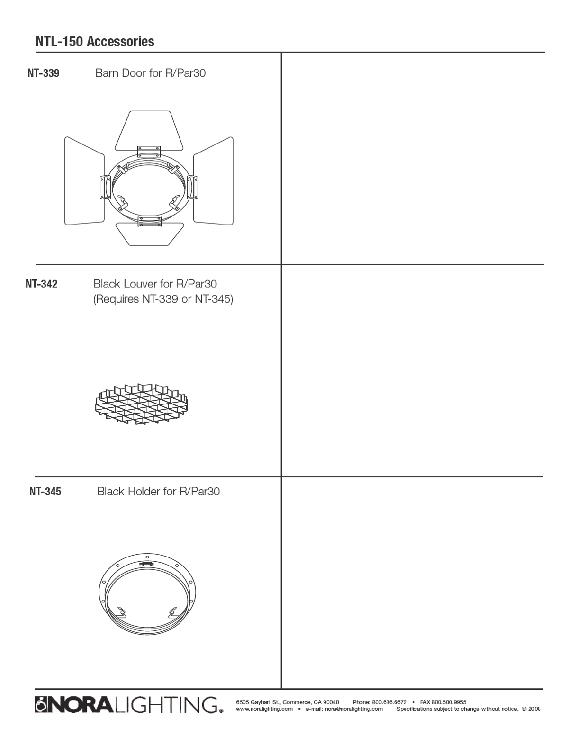## NTL-150 Accessories

**NT-339** Barn Door for R/Par30

**NT-342** Black Louver for R/Par30
(Requires NT-339 or NT-345)

**NT-345** Black Holder for R/Par30

NORA LIGHTING

6505 Gayhart St., Commerce, CA 90040 Phone: 800.686.6672 • FAX 800.500.9955
www.noralighting.com • e-mail: nora@noralighting.com Specifications subject to change without notice. © 2008